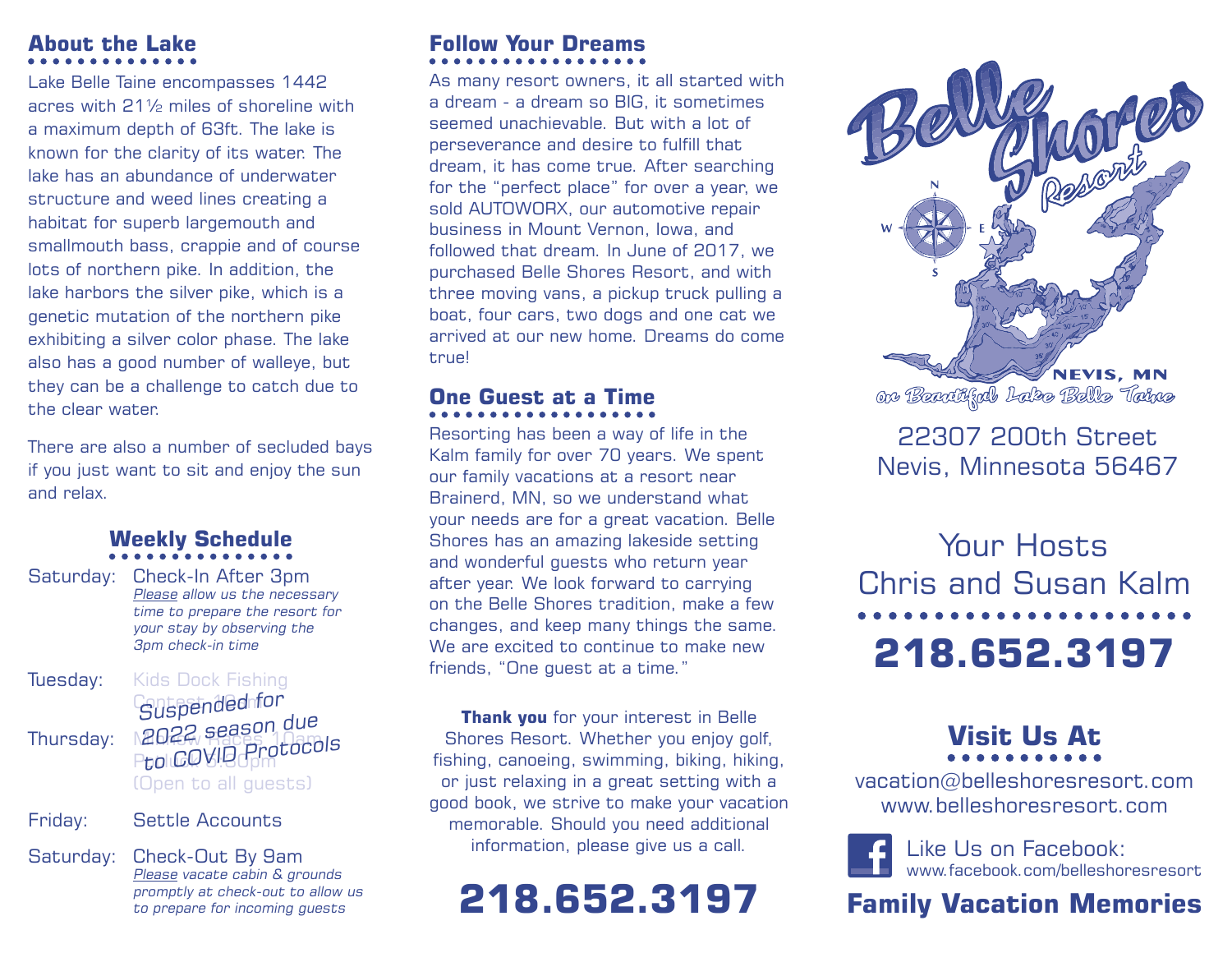## About the Lake

Lake Belle Taine encompasses 1442 acres with 21½ miles of shoreline with a maximum depth of 63ft. The lake is known for the clarity of its water. The lake has an abundance of underwater structure and weed lines creating a habitat for superb largemouth and smallmouth bass, crappie and of course lots of northern pike. In addition, the lake harbors the silver pike, which is a genetic mutation of the northern pike exhibiting a silver color phase. The lake also has a good number of walleye, but they can be a challenge to catch due to the clear water.

There are also a number of secluded bays if you just want to sit and enjoy the sun and relax.

## Weekly Schedule

Saturday: Check-In After 3pm
*Please allow us the necessary time to prepare the resort for your stay by observing the 3pm check-in time*

Tuesday: Kids Dock Fishing Contest 10am

Thursday: Minnow Races 10am Potluck 5:30pm (Open to all guests)

*Suspended for 2022 season due to COVID Protocols*

Friday: Settle Accounts

Saturday: Check-Out By 9am
*Please vacate cabin & grounds promptly at check-out to allow us to prepare for incoming guests*

## Follow Your Dreams

As many resort owners, it all started with a dream - a dream so BIG, it sometimes seemed unachievable. But with a lot of perseverance and desire to fulfill that dream, it has come true. After searching for the "perfect place" for over a year, we sold AUTOWORX, our automotive repair business in Mount Vernon, Iowa, and followed that dream. In June of 2017, we purchased Belle Shores Resort, and with three moving vans, a pickup truck pulling a boat, four cars, two dogs and one cat we arrived at our new home. Dreams do come true!

## One Guest at a Time

Resorting has been a way of life in the Kalm family for over 70 years. We spent our family vacations at a resort near Brainerd, MN, so we understand what your needs are for a great vacation. Belle Shores has an amazing lakeside setting and wonderful guests who return year after year. We look forward to carrying on the Belle Shores tradition, make a few changes, and keep many things the same. We are excited to continue to make new friends, "One guest at a time."

**Thank you** for your interest in Belle Shores Resort. Whether you enjoy golf, fishing, canoeing, swimming, biking, hiking, or just relaxing in a great setting with a good book, we strive to make your vacation memorable. Should you need additional information, please give us a call.

**218.652.3197**

# Belle Shores Resort

NEVIS, MN

*on Beautiful Lake Belle Taine*

22307 200th Street
Nevis, Minnesota 56467

Your Hosts
Chris and Susan Kalm

**218.652.3197**

## Visit Us At

vacation@belleshoresresort.com
www.belleshoresresort.com

Like Us on Facebook:
www.facebook.com/belleshoresresort

**Family Vacation Memories**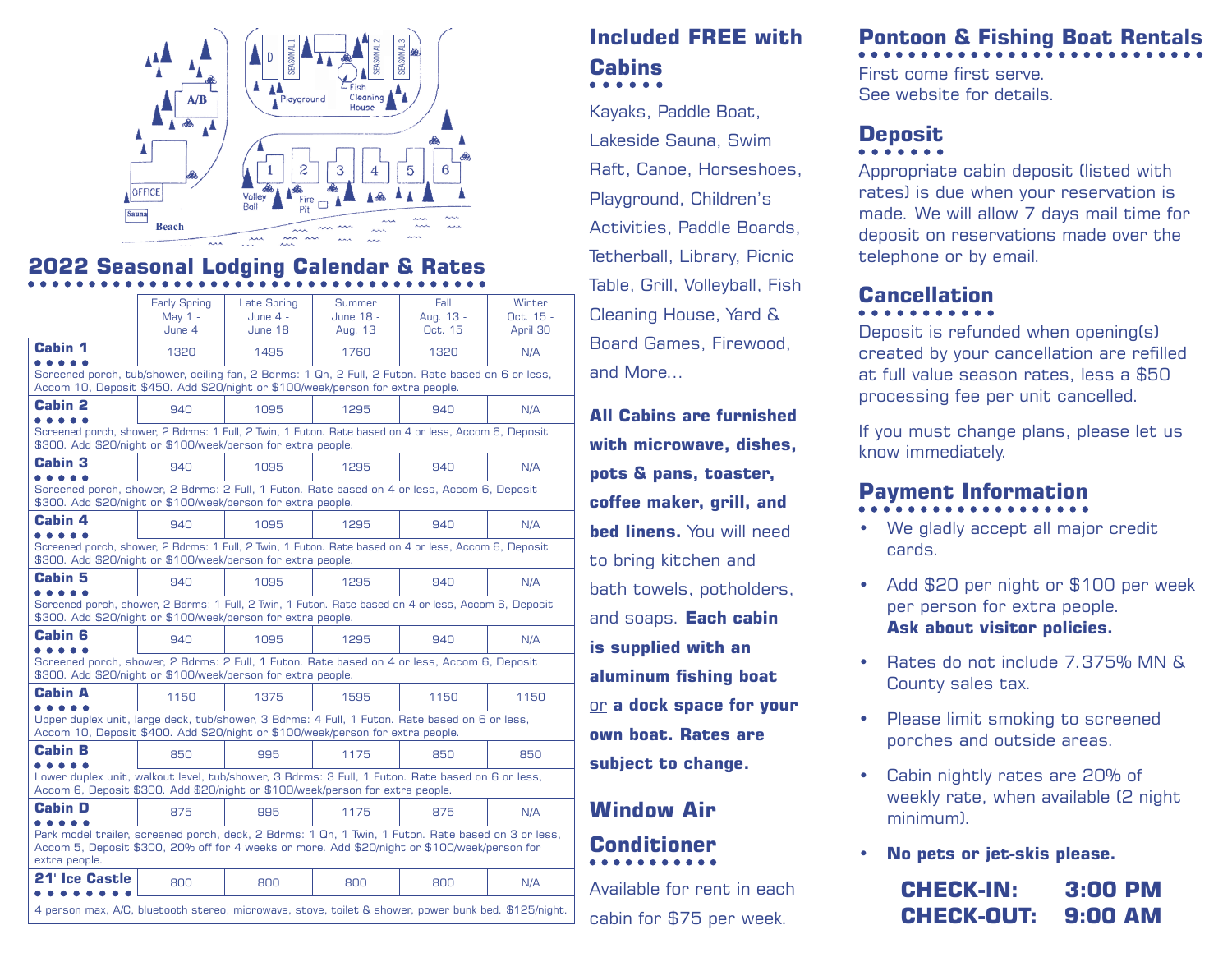## 2022 Seasonal Lodging Calendar & Rates

| | Early Spring May 1 - June 4 | Late Spring June 4 - June 18 | Summer June 18 - Aug. 13 | Fall Aug. 13 - Oct. 15 | Winter Oct. 15 - April 30 |
|---|---|---|---|---|---|
| **Cabin 1** | 1320 | 1495 | 1760 | 1320 | N/A |
| Screened porch, tub/shower, ceiling fan, 2 Bdrms: 1 Qn, 2 Full, 2 Futon. Rate based on 6 or less, Accom 10, Deposit $450. Add $20/night or $100/week/person for extra people. | | | | | |
| **Cabin 2** | 940 | 1095 | 1295 | 940 | N/A |
| Screened porch, shower, 2 Bdrms: 1 Full, 2 Twin, 1 Futon. Rate based on 4 or less, Accom 6, Deposit $300. Add $20/night or $100/week/person for extra people. | | | | | |
| **Cabin 3** | 940 | 1095 | 1295 | 940 | N/A |
| Screened porch, shower, 2 Bdrms: 2 Full, 1 Futon. Rate based on 4 or less, Accom 6, Deposit $300. Add $20/night or $100/week/person for extra people. | | | | | |
| **Cabin 4** | 940 | 1095 | 1295 | 940 | N/A |
| Screened porch, shower, 2 Bdrms: 1 Full, 2 Twin, 1 Futon. Rate based on 4 or less, Accom 6, Deposit $300. Add $20/night or $100/week/person for extra people. | | | | | |
| **Cabin 5** | 940 | 1095 | 1295 | 940 | N/A |
| Screened porch, shower, 2 Bdrms: 1 Full, 2 Twin, 1 Futon. Rate based on 4 or less, Accom 6, Deposit $300. Add $20/night or $100/week/person for extra people. | | | | | |
| **Cabin 6** | 940 | 1095 | 1295 | 940 | N/A |
| Screened porch, shower, 2 Bdrms: 2 Full, 1 Futon. Rate based on 4 or less, Accom 6, Deposit $300. Add $20/night or $100/week/person for extra people. | | | | | |
| **Cabin A** | 1150 | 1375 | 1595 | 1150 | 1150 |
| Upper duplex unit, large deck, tub/shower, 3 Bdrms: 4 Full, 1 Futon. Rate based on 6 or less, Accom 10, Deposit $400. Add $20/night or $100/week/person for extra people. | | | | | |
| **Cabin B** | 850 | 995 | 1175 | 850 | 850 |
| Lower duplex unit, walkout level, tub/shower, 3 Bdrms: 3 Full, 1 Futon. Rate based on 6 or less, Accom 6, Deposit $300. Add $20/night or $100/week/person for extra people. | | | | | |
| **Cabin D** | 875 | 995 | 1175 | 875 | N/A |
| Park model trailer, screened porch, deck, 2 Bdrms: 1 Qn, 1 Twin, 1 Futon. Rate based on 3 or less, Accom 5, Deposit $300, 20% off for 4 weeks or more. Add $20/night or $100/week/person for extra people. | | | | | |
| **21' Ice Castle** | 800 | 800 | 800 | 800 | N/A |
| 4 person max, A/C, bluetooth stereo, microwave, stove, toilet & shower, power bunk bed. $125/night. | | | | | |

## Included FREE with Cabins

Kayaks, Paddle Boat, Lakeside Sauna, Swim Raft, Canoe, Horseshoes, Playground, Children's Activities, Paddle Boards, Tetherball, Library, Picnic Table, Grill, Volleyball, Fish Cleaning House, Yard & Board Games, Firewood, and More...

**All Cabins are furnished with microwave, dishes, pots & pans, toaster, coffee maker, grill, and bed linens.** You will need to bring kitchen and bath towels, potholders, and soaps. **Each cabin is supplied with an aluminum fishing boat** <u>or</u> **a dock space for your own boat. Rates are subject to change.**

## Window Air Conditioner

Available for rent in each cabin for $75 per week.

## Pontoon & Fishing Boat Rentals

First come first serve.
See website for details.

## Deposit

Appropriate cabin deposit (listed with rates) is due when your reservation is made. We will allow 7 days mail time for deposit on reservations made over the telephone or by email.

## Cancellation

Deposit is refunded when opening(s) created by your cancellation are refilled at full value season rates, less a $50 processing fee per unit cancelled.

If you must change plans, please let us know immediately.

## Payment Information

- We gladly accept all major credit cards.
- Add $20 per night or $100 per week per person for extra people. **Ask about visitor policies.**
- Rates do not include 7.375% MN & County sales tax.
- Please limit smoking to screened porches and outside areas.
- Cabin nightly rates are 20% of weekly rate, when available (2 night minimum).
- **No pets or jet-skis please.**

**CHECK-IN: 3:00 PM**
**CHECK-OUT: 9:00 AM**